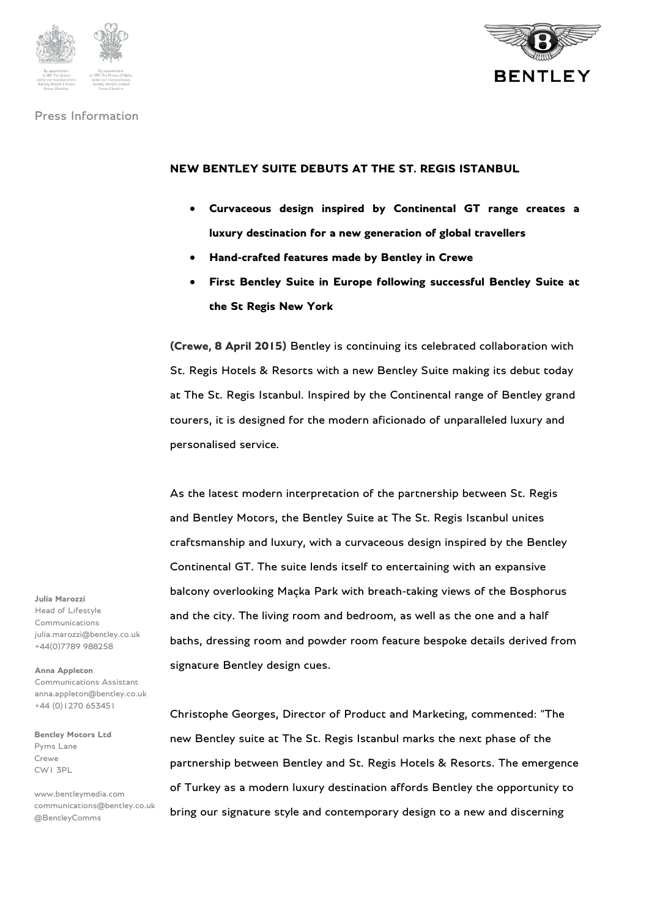Press Information

# NEW BENTLEY SUITE DEBUTS AT THE ST. REGIS ISTANBUL

- **Curvaceous design inspired by Continental GT range creates a luxury destination for a new generation of global travellers**
- **Hand-crafted features made by Bentley in Crewe**
- **First Bentley Suite in Europe following successful Bentley Suite at the St Regis New York**

**(Crewe, 8 April 2015)** Bentley is continuing its celebrated collaboration with St. Regis Hotels & Resorts with a new Bentley Suite making its debut today at The St. Regis Istanbul. Inspired by the Continental range of Bentley grand tourers, it is designed for the modern aficionado of unparalleled luxury and personalised service.

As the latest modern interpretation of the partnership between St. Regis and Bentley Motors, the Bentley Suite at The St. Regis Istanbul unites craftsmanship and luxury, with a curvaceous design inspired by the Bentley Continental GT. The suite lends itself to entertaining with an expansive balcony overlooking Maçka Park with breath-taking views of the Bosphorus and the city. The living room and bedroom, as well as the one and a half baths, dressing room and powder room feature bespoke details derived from signature Bentley design cues.

Christophe Georges, Director of Product and Marketing, commented: "The new Bentley suite at The St. Regis Istanbul marks the next phase of the partnership between Bentley and St. Regis Hotels & Resorts. The emergence of Turkey as a modern luxury destination affords Bentley the opportunity to bring our signature style and contemporary design to a new and discerning

**Julia Marozzi**
Head of Lifestyle Communications
julia.marozzi@bentley.co.uk
+44(0)7789 988258

**Anna Appleton**
Communications Assistant
anna.appleton@bentley.co.uk
+44 (0)1270 653451

**Bentley Motors Ltd**
Pyms Lane
Crewe
CW1 3PL

www.bentleymedia.com
communications@bentley.co.uk
@BentleyComms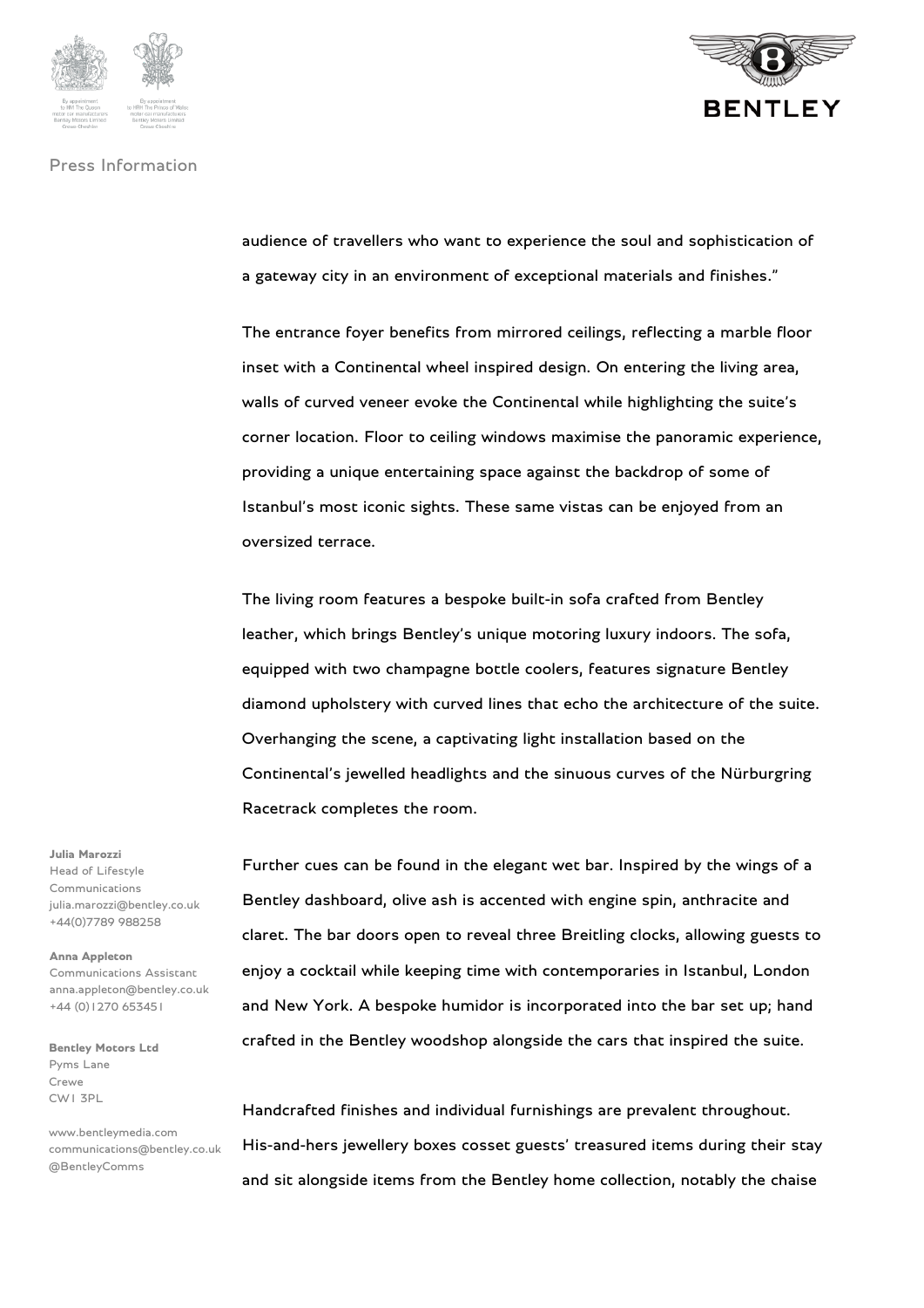audience of travellers who want to experience the soul and sophistication of a gateway city in an environment of exceptional materials and finishes."

The entrance foyer benefits from mirrored ceilings, reflecting a marble floor inset with a Continental wheel inspired design. On entering the living area, walls of curved veneer evoke the Continental while highlighting the suite's corner location. Floor to ceiling windows maximise the panoramic experience, providing a unique entertaining space against the backdrop of some of Istanbul's most iconic sights. These same vistas can be enjoyed from an oversized terrace.

The living room features a bespoke built-in sofa crafted from Bentley leather, which brings Bentley's unique motoring luxury indoors. The sofa, equipped with two champagne bottle coolers, features signature Bentley diamond upholstery with curved lines that echo the architecture of the suite. Overhanging the scene, a captivating light installation based on the Continental's jewelled headlights and the sinuous curves of the Nürburgring Racetrack completes the room.

Further cues can be found in the elegant wet bar. Inspired by the wings of a Bentley dashboard, olive ash is accented with engine spin, anthracite and claret. The bar doors open to reveal three Breitling clocks, allowing guests to enjoy a cocktail while keeping time with contemporaries in Istanbul, London and New York. A bespoke humidor is incorporated into the bar set up; hand crafted in the Bentley woodshop alongside the cars that inspired the suite.

Handcrafted finishes and individual furnishings are prevalent throughout. His-and-hers jewellery boxes cosset guests' treasured items during their stay and sit alongside items from the Bentley home collection, notably the chaise

**Julia Marozzi**
Head of Lifestyle Communications
julia.marozzi@bentley.co.uk
+44(0)7789 988258

**Anna Appleton**
Communications Assistant
anna.appleton@bentley.co.uk
+44 (0)1270 653451

**Bentley Motors Ltd**
Pyms Lane
Crewe
CW1 3PL

www.bentleymedia.com
communications@bentley.co.uk
@BentleyComms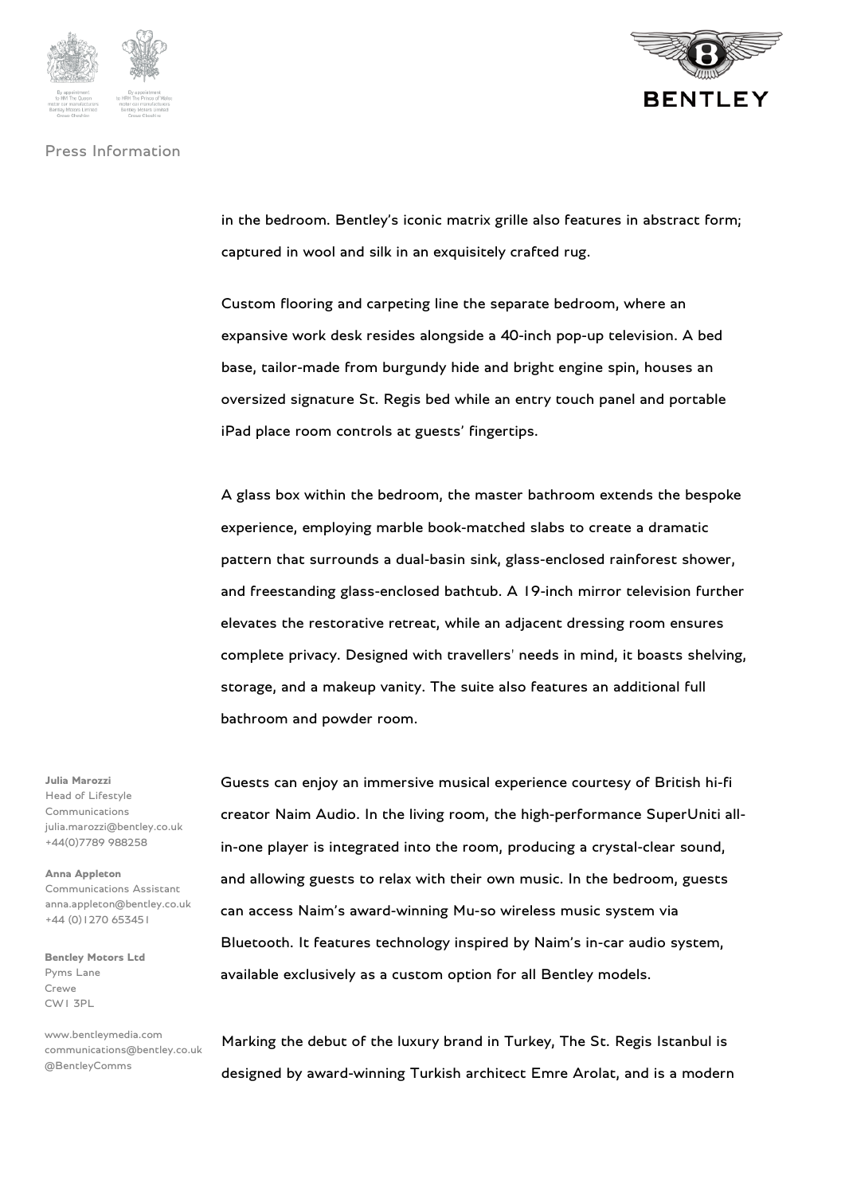in the bedroom. Bentley's iconic matrix grille also features in abstract form; captured in wool and silk in an exquisitely crafted rug.

Custom flooring and carpeting line the separate bedroom, where an expansive work desk resides alongside a 40-inch pop-up television. A bed base, tailor-made from burgundy hide and bright engine spin, houses an oversized signature St. Regis bed while an entry touch panel and portable iPad place room controls at guests' fingertips.

A glass box within the bedroom, the master bathroom extends the bespoke experience, employing marble book-matched slabs to create a dramatic pattern that surrounds a dual-basin sink, glass-enclosed rainforest shower, and freestanding glass-enclosed bathtub. A 19-inch mirror television further elevates the restorative retreat, while an adjacent dressing room ensures complete privacy. Designed with travellers' needs in mind, it boasts shelving, storage, and a makeup vanity. The suite also features an additional full bathroom and powder room.

Guests can enjoy an immersive musical experience courtesy of British hi-fi creator Naim Audio. In the living room, the high-performance SuperUniti all-in-one player is integrated into the room, producing a crystal-clear sound, and allowing guests to relax with their own music. In the bedroom, guests can access Naim's award-winning Mu-so wireless music system via Bluetooth. It features technology inspired by Naim's in-car audio system, available exclusively as a custom option for all Bentley models.

Marking the debut of the luxury brand in Turkey, The St. Regis Istanbul is designed by award-winning Turkish architect Emre Arolat, and is a modern

**Julia Marozzi**
Head of Lifestyle Communications
julia.marozzi@bentley.co.uk
+44(0)7789 988258

**Anna Appleton**
Communications Assistant
anna.appleton@bentley.co.uk
+44 (0)1270 653451

**Bentley Motors Ltd**
Pyms Lane
Crewe
CW1 3PL

www.bentleymedia.com
communications@bentley.co.uk
@BentleyComms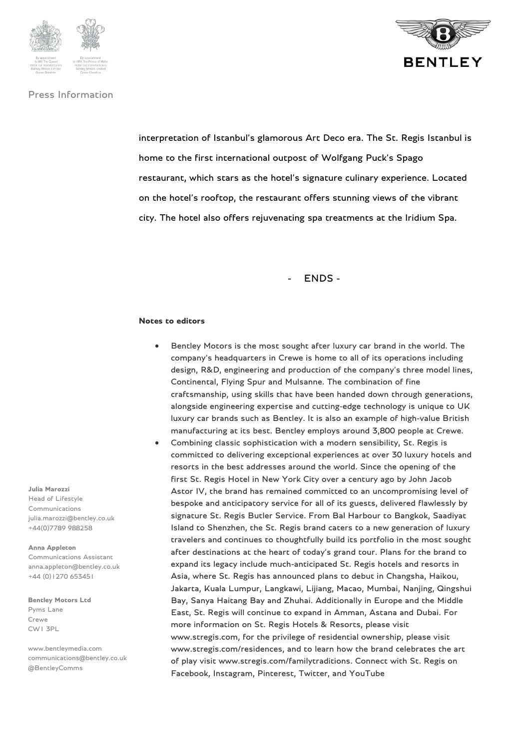interpretation of Istanbul's glamorous Art Deco era. The St. Regis Istanbul is home to the first international outpost of Wolfgang Puck's Spago restaurant, which stars as the hotel's signature culinary experience. Located on the hotel's rooftop, the restaurant offers stunning views of the vibrant city. The hotel also offers rejuvenating spa treatments at the Iridium Spa.

- ENDS -

**Notes to editors**

- Bentley Motors is the most sought after luxury car brand in the world. The company's headquarters in Crewe is home to all of its operations including design, R&D, engineering and production of the company's three model lines, Continental, Flying Spur and Mulsanne. The combination of fine craftsmanship, using skills that have been handed down through generations, alongside engineering expertise and cutting-edge technology is unique to UK luxury car brands such as Bentley. It is also an example of high-value British manufacturing at its best. Bentley employs around 3,800 people at Crewe.
- Combining classic sophistication with a modern sensibility, St. Regis is committed to delivering exceptional experiences at over 30 luxury hotels and resorts in the best addresses around the world. Since the opening of the first St. Regis Hotel in New York City over a century ago by John Jacob Astor IV, the brand has remained committed to an uncompromising level of bespoke and anticipatory service for all of its guests, delivered flawlessly by signature St. Regis Butler Service. From Bal Harbour to Bangkok, Saadiyat Island to Shenzhen, the St. Regis brand caters to a new generation of luxury travelers and continues to thoughtfully build its portfolio in the most sought after destinations at the heart of today's grand tour. Plans for the brand to expand its legacy include much-anticipated St. Regis hotels and resorts in Asia, where St. Regis has announced plans to debut in Changsha, Haikou, Jakarta, Kuala Lumpur, Langkawi, Lijiang, Macao, Mumbai, Nanjing, Qingshui Bay, Sanya Haitang Bay and Zhuhai. Additionally in Europe and the Middle East, St. Regis will continue to expand in Amman, Astana and Dubai. For more information on St. Regis Hotels & Resorts, please visit www.stregis.com, for the privilege of residential ownership, please visit www.stregis.com/residences, and to learn how the brand celebrates the art of play visit www.stregis.com/familytraditions. Connect with St. Regis on Facebook, Instagram, Pinterest, Twitter, and YouTube

**Julia Marozzi**
Head of Lifestyle Communications
julia.marozzi@bentley.co.uk
+44(0)7789 988258

**Anna Appleton**
Communications Assistant
anna.appleton@bentley.co.uk
+44 (0)1270 653451

**Bentley Motors Ltd**
Pyms Lane
Crewe
CW1 3PL

www.bentleymedia.com
communications@bentley.co.uk
@BentleyComms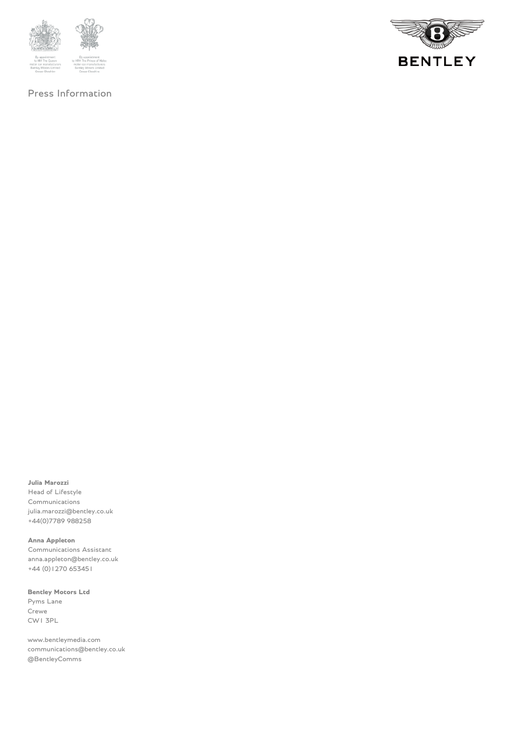By appointment to HM The Queen motor car manufacturers Bentley Motors Limited Crewe Cheshire

By appointment to HRH The Prince of Wales motor car manufacturers Bentley Motors Limited Crewe Cheshire

BENTLEY

Press Information

**Julia Marozzi**
Head of Lifestyle Communications
julia.marozzi@bentley.co.uk
+44(0)7789 988258

**Anna Appleton**
Communications Assistant
anna.appleton@bentley.co.uk
+44 (0)1270 653451

**Bentley Motors Ltd**
Pyms Lane
Crewe
CW1 3PL

www.bentleymedia.com
communications@bentley.co.uk
@BentleyComms